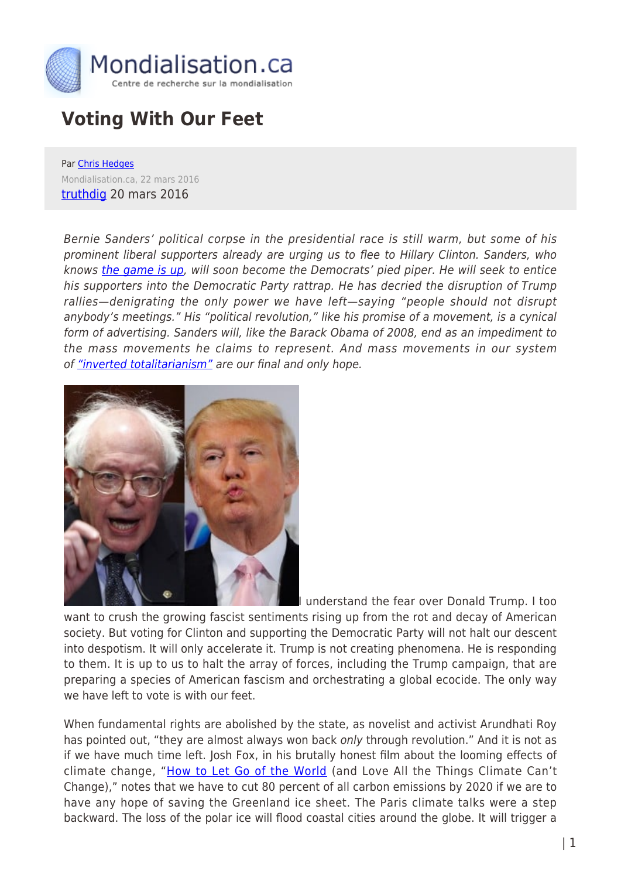# Voting With Our Feet

Par Chris Hedges
Mondialisation.ca, 22 mars 2016
truthdig 20 mars 2016

*Bernie Sanders' political corpse in the presidential race is still warm, but some of his prominent liberal supporters already are urging us to flee to Hillary Clinton. Sanders, who knows the game is up, will soon become the Democrats' pied piper. He will seek to entice his supporters into the Democratic Party rattrap. He has decried the disruption of Trump rallies—denigrating the only power we have left—saying "people should not disrupt anybody's meetings." His "political revolution," like his promise of a movement, is a cynical form of advertising. Sanders will, like the Barack Obama of 2008, end as an impediment to the mass movements he claims to represent. And mass movements in our system of "inverted totalitarianism" are our final and only hope.*

I understand the fear over Donald Trump. I too want to crush the growing fascist sentiments rising up from the rot and decay of American society. But voting for Clinton and supporting the Democratic Party will not halt our descent into despotism. It will only accelerate it. Trump is not creating phenomena. He is responding to them. It is up to us to halt the array of forces, including the Trump campaign, that are preparing a species of American fascism and orchestrating a global ecocide. The only way we have left to vote is with our feet.

When fundamental rights are abolished by the state, as novelist and activist Arundhati Roy has pointed out, "they are almost always won back *only* through revolution." And it is not as if we have much time left. Josh Fox, in his brutally honest film about the looming effects of climate change, "How to Let Go of the World (and Love All the Things Climate Can't Change)," notes that we have to cut 80 percent of all carbon emissions by 2020 if we are to have any hope of saving the Greenland ice sheet. The Paris climate talks were a step backward. The loss of the polar ice will flood coastal cities around the globe. It will trigger a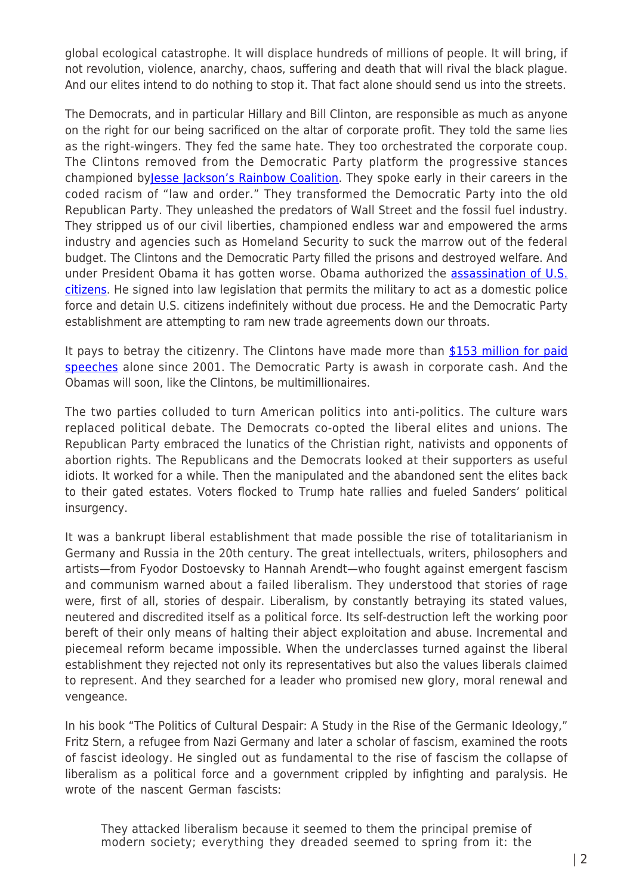global ecological catastrophe. It will displace hundreds of millions of people. It will bring, if not revolution, violence, anarchy, chaos, suffering and death that will rival the black plague. And our elites intend to do nothing to stop it. That fact alone should send us into the streets.

The Democrats, and in particular Hillary and Bill Clinton, are responsible as much as anyone on the right for our being sacrificed on the altar of corporate profit. They told the same lies as the right-wingers. They fed the same hate. They too orchestrated the corporate coup. The Clintons removed from the Democratic Party platform the progressive stances championed by Jesse Jackson's Rainbow Coalition. They spoke early in their careers in the coded racism of "law and order." They transformed the Democratic Party into the old Republican Party. They unleashed the predators of Wall Street and the fossil fuel industry. They stripped us of our civil liberties, championed endless war and empowered the arms industry and agencies such as Homeland Security to suck the marrow out of the federal budget. The Clintons and the Democratic Party filled the prisons and destroyed welfare. And under President Obama it has gotten worse. Obama authorized the assassination of U.S. citizens. He signed into law legislation that permits the military to act as a domestic police force and detain U.S. citizens indefinitely without due process. He and the Democratic Party establishment are attempting to ram new trade agreements down our throats.

It pays to betray the citizenry. The Clintons have made more than $153 million for paid speeches alone since 2001. The Democratic Party is awash in corporate cash. And the Obamas will soon, like the Clintons, be multimillionaires.

The two parties colluded to turn American politics into anti-politics. The culture wars replaced political debate. The Democrats co-opted the liberal elites and unions. The Republican Party embraced the lunatics of the Christian right, nativists and opponents of abortion rights. The Republicans and the Democrats looked at their supporters as useful idiots. It worked for a while. Then the manipulated and the abandoned sent the elites back to their gated estates. Voters flocked to Trump hate rallies and fueled Sanders' political insurgency.

It was a bankrupt liberal establishment that made possible the rise of totalitarianism in Germany and Russia in the 20th century. The great intellectuals, writers, philosophers and artists—from Fyodor Dostoevsky to Hannah Arendt—who fought against emergent fascism and communism warned about a failed liberalism. They understood that stories of rage were, first of all, stories of despair. Liberalism, by constantly betraying its stated values, neutered and discredited itself as a political force. Its self-destruction left the working poor bereft of their only means of halting their abject exploitation and abuse. Incremental and piecemeal reform became impossible. When the underclasses turned against the liberal establishment they rejected not only its representatives but also the values liberals claimed to represent. And they searched for a leader who promised new glory, moral renewal and vengeance.

In his book "The Politics of Cultural Despair: A Study in the Rise of the Germanic Ideology," Fritz Stern, a refugee from Nazi Germany and later a scholar of fascism, examined the roots of fascist ideology. He singled out as fundamental to the rise of fascism the collapse of liberalism as a political force and a government crippled by infighting and paralysis. He wrote of the nascent German fascists:

> They attacked liberalism because it seemed to them the principal premise of modern society; everything they dreaded seemed to spring from it: the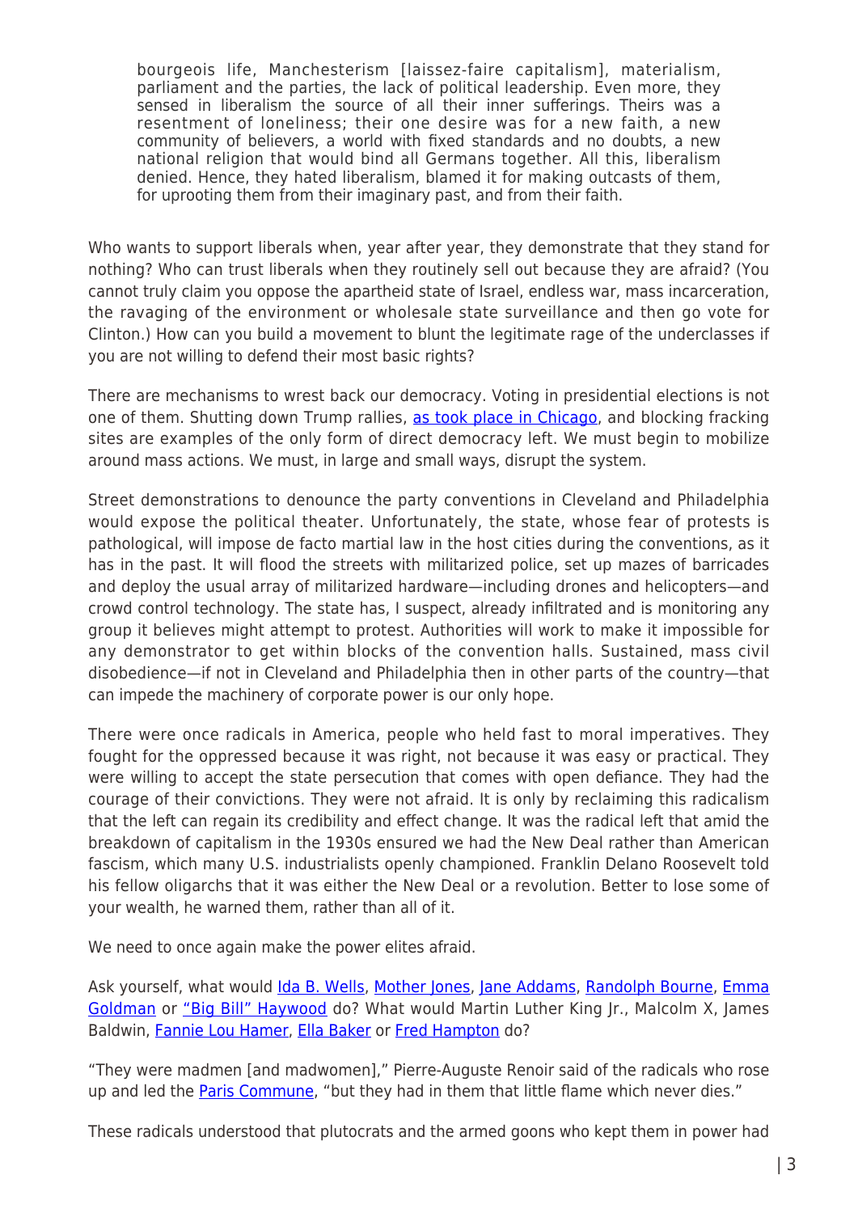> bourgeois life, Manchesterism [laissez-faire capitalism], materialism, parliament and the parties, the lack of political leadership. Even more, they sensed in liberalism the source of all their inner sufferings. Theirs was a resentment of loneliness; their one desire was for a new faith, a new community of believers, a world with fixed standards and no doubts, a new national religion that would bind all Germans together. All this, liberalism denied. Hence, they hated liberalism, blamed it for making outcasts of them, for uprooting them from their imaginary past, and from their faith.

Who wants to support liberals when, year after year, they demonstrate that they stand for nothing? Who can trust liberals when they routinely sell out because they are afraid? (You cannot truly claim you oppose the apartheid state of Israel, endless war, mass incarceration, the ravaging of the environment or wholesale state surveillance and then go vote for Clinton.) How can you build a movement to blunt the legitimate rage of the underclasses if you are not willing to defend their most basic rights?

There are mechanisms to wrest back our democracy. Voting in presidential elections is not one of them. Shutting down Trump rallies, as took place in Chicago, and blocking fracking sites are examples of the only form of direct democracy left. We must begin to mobilize around mass actions. We must, in large and small ways, disrupt the system.

Street demonstrations to denounce the party conventions in Cleveland and Philadelphia would expose the political theater. Unfortunately, the state, whose fear of protests is pathological, will impose de facto martial law in the host cities during the conventions, as it has in the past. It will flood the streets with militarized police, set up mazes of barricades and deploy the usual array of militarized hardware—including drones and helicopters—and crowd control technology. The state has, I suspect, already infiltrated and is monitoring any group it believes might attempt to protest. Authorities will work to make it impossible for any demonstrator to get within blocks of the convention halls. Sustained, mass civil disobedience—if not in Cleveland and Philadelphia then in other parts of the country—that can impede the machinery of corporate power is our only hope.

There were once radicals in America, people who held fast to moral imperatives. They fought for the oppressed because it was right, not because it was easy or practical. They were willing to accept the state persecution that comes with open defiance. They had the courage of their convictions. They were not afraid. It is only by reclaiming this radicalism that the left can regain its credibility and effect change. It was the radical left that amid the breakdown of capitalism in the 1930s ensured we had the New Deal rather than American fascism, which many U.S. industrialists openly championed. Franklin Delano Roosevelt told his fellow oligarchs that it was either the New Deal or a revolution. Better to lose some of your wealth, he warned them, rather than all of it.

We need to once again make the power elites afraid.

Ask yourself, what would Ida B. Wells, Mother Jones, Jane Addams, Randolph Bourne, Emma Goldman or "Big Bill" Haywood do? What would Martin Luther King Jr., Malcolm X, James Baldwin, Fannie Lou Hamer, Ella Baker or Fred Hampton do?

"They were madmen [and madwomen]," Pierre-Auguste Renoir said of the radicals who rose up and led the Paris Commune, "but they had in them that little flame which never dies."

These radicals understood that plutocrats and the armed goons who kept them in power had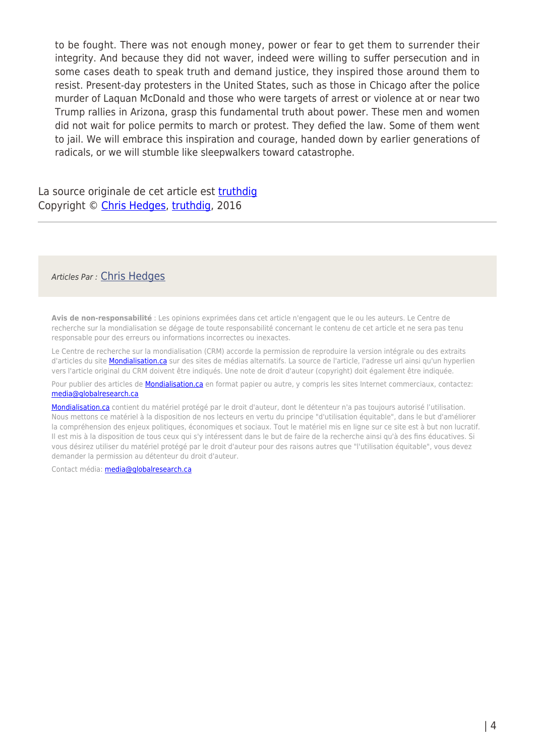to be fought. There was not enough money, power or fear to get them to surrender their integrity. And because they did not waver, indeed were willing to suffer persecution and in some cases death to speak truth and demand justice, they inspired those around them to resist. Present-day protesters in the United States, such as those in Chicago after the police murder of Laquan McDonald and those who were targets of arrest or violence at or near two Trump rallies in Arizona, grasp this fundamental truth about power. These men and women did not wait for police permits to march or protest. They defied the law. Some of them went to jail. We will embrace this inspiration and courage, handed down by earlier generations of radicals, or we will stumble like sleepwalkers toward catastrophe.

La source originale de cet article est truthdig
Copyright © Chris Hedges, truthdig, 2016

---

*Articles Par :* Chris Hedges

**Avis de non-responsabilité** : Les opinions exprimées dans cet article n'engagent que le ou les auteurs. Le Centre de recherche sur la mondialisation se dégage de toute responsabilité concernant le contenu de cet article et ne sera pas tenu responsable pour des erreurs ou informations incorrectes ou inexactes.

Le Centre de recherche sur la mondialisation (CRM) accorde la permission de reproduire la version intégrale ou des extraits d'articles du site Mondialisation.ca sur des sites de médias alternatifs. La source de l'article, l'adresse url ainsi qu'un hyperlien vers l'article original du CRM doivent être indiqués. Une note de droit d'auteur (copyright) doit également être indiquée.

Pour publier des articles de Mondialisation.ca en format papier ou autre, y compris les sites Internet commerciaux, contactez: media@globalresearch.ca

Mondialisation.ca contient du matériel protégé par le droit d'auteur, dont le détenteur n'a pas toujours autorisé l'utilisation. Nous mettons ce matériel à la disposition de nos lecteurs en vertu du principe "d'utilisation équitable", dans le but d'améliorer la compréhension des enjeux politiques, économiques et sociaux. Tout le matériel mis en ligne sur ce site est à but non lucratif. Il est mis à la disposition de tous ceux qui s'y intéressent dans le but de faire de la recherche ainsi qu'à des fins éducatives. Si vous désirez utiliser du matériel protégé par le droit d'auteur pour des raisons autres que "l'utilisation équitable", vous devez demander la permission au détenteur du droit d'auteur.

Contact média: media@globalresearch.ca